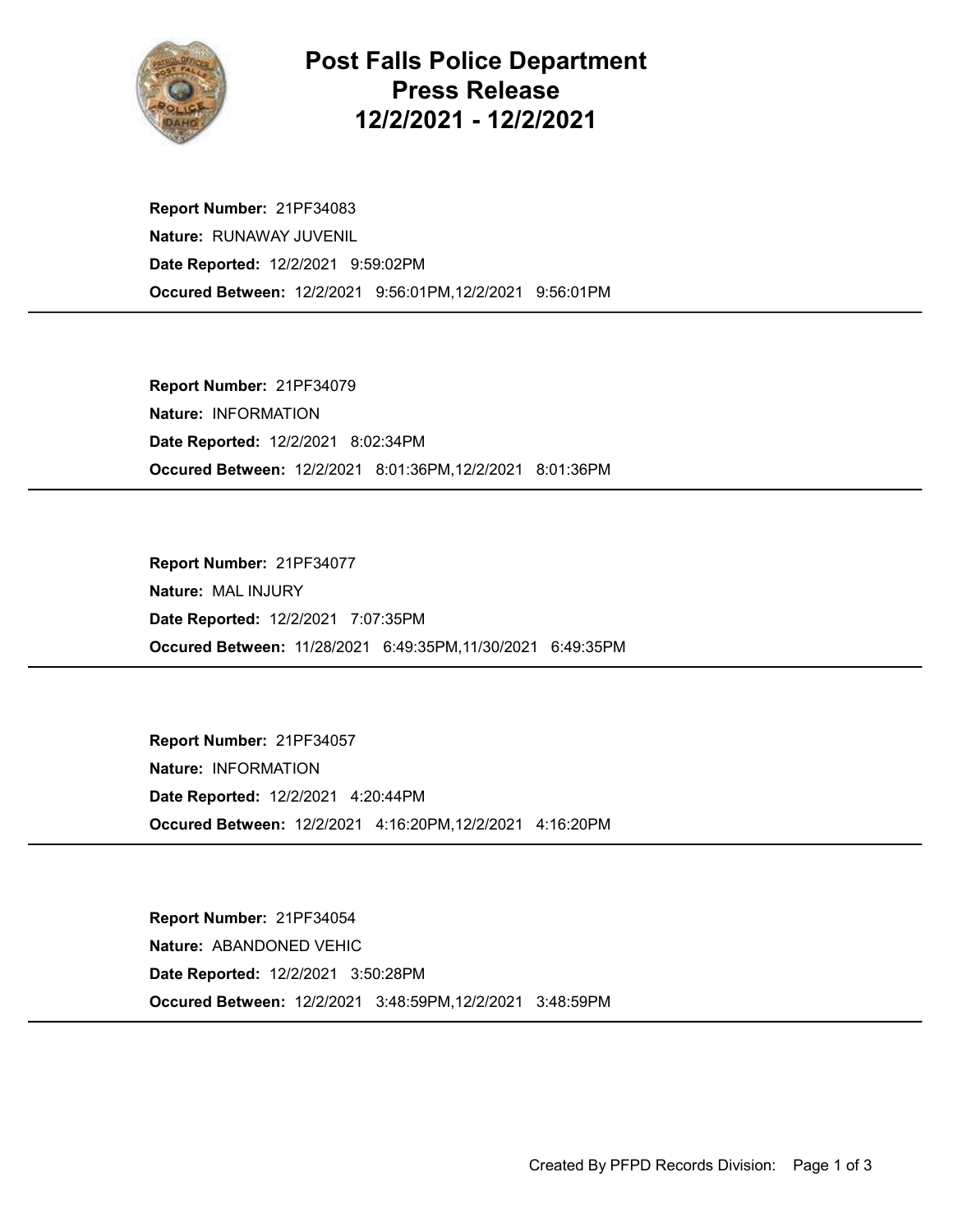# Post Falls Police Department
# Press Release
# 12/2/2021 - 12/2/2021

**Report Number:** 21PF34083
**Nature:** RUNAWAY JUVENIL
**Date Reported:** 12/2/2021 9:59:02PM
**Occured Between:** 12/2/2021 9:56:01PM,12/2/2021 9:56:01PM

---

**Report Number:** 21PF34079
**Nature:** INFORMATION
**Date Reported:** 12/2/2021 8:02:34PM
**Occured Between:** 12/2/2021 8:01:36PM,12/2/2021 8:01:36PM

---

**Report Number:** 21PF34077
**Nature:** MAL INJURY
**Date Reported:** 12/2/2021 7:07:35PM
**Occured Between:** 11/28/2021 6:49:35PM,11/30/2021 6:49:35PM

---

**Report Number:** 21PF34057
**Nature:** INFORMATION
**Date Reported:** 12/2/2021 4:20:44PM
**Occured Between:** 12/2/2021 4:16:20PM,12/2/2021 4:16:20PM

---

**Report Number:** 21PF34054
**Nature:** ABANDONED VEHIC
**Date Reported:** 12/2/2021 3:50:28PM
**Occured Between:** 12/2/2021 3:48:59PM,12/2/2021 3:48:59PM

---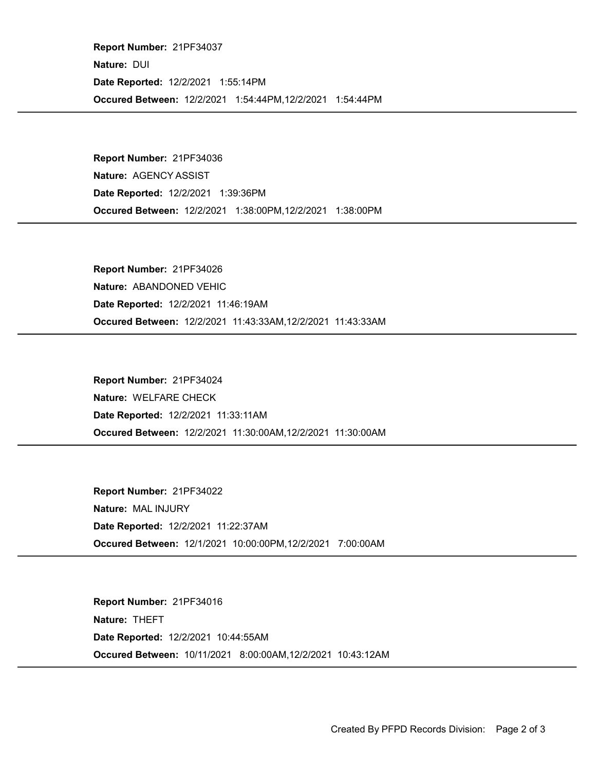**Report Number:** 21PF34037
**Nature:** DUI
**Date Reported:** 12/2/2021 1:55:14PM
**Occured Between:** 12/2/2021 1:54:44PM,12/2/2021 1:54:44PM

---

**Report Number:** 21PF34036
**Nature:** AGENCY ASSIST
**Date Reported:** 12/2/2021 1:39:36PM
**Occured Between:** 12/2/2021 1:38:00PM,12/2/2021 1:38:00PM

---

**Report Number:** 21PF34026
**Nature:** ABANDONED VEHIC
**Date Reported:** 12/2/2021 11:46:19AM
**Occured Between:** 12/2/2021 11:43:33AM,12/2/2021 11:43:33AM

---

**Report Number:** 21PF34024
**Nature:** WELFARE CHECK
**Date Reported:** 12/2/2021 11:33:11AM
**Occured Between:** 12/2/2021 11:30:00AM,12/2/2021 11:30:00AM

---

**Report Number:** 21PF34022
**Nature:** MAL INJURY
**Date Reported:** 12/2/2021 11:22:37AM
**Occured Between:** 12/1/2021 10:00:00PM,12/2/2021 7:00:00AM

---

**Report Number:** 21PF34016
**Nature:** THEFT
**Date Reported:** 12/2/2021 10:44:55AM
**Occured Between:** 10/11/2021 8:00:00AM,12/2/2021 10:43:12AM

---

Created By PFPD Records Division: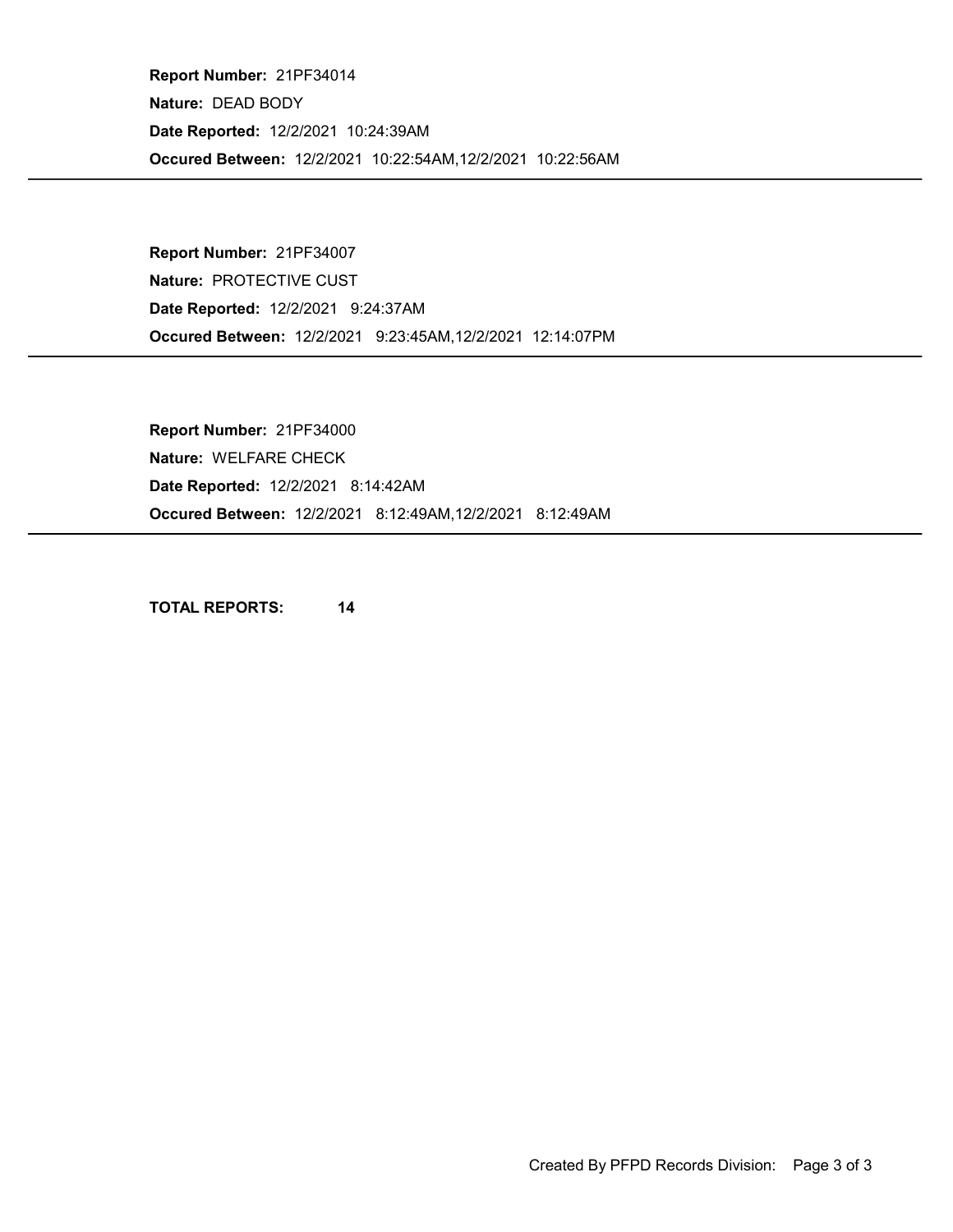**Report Number:** 21PF34014

**Nature:** DEAD BODY

**Date Reported:** 12/2/2021 10:24:39AM

**Occured Between:** 12/2/2021 10:22:54AM,12/2/2021 10:22:56AM

---

**Report Number:** 21PF34007

**Nature:** PROTECTIVE CUST

**Date Reported:** 12/2/2021 9:24:37AM

**Occured Between:** 12/2/2021 9:23:45AM,12/2/2021 12:14:07PM

---

**Report Number:** 21PF34000

**Nature:** WELFARE CHECK

**Date Reported:** 12/2/2021 8:14:42AM

**Occured Between:** 12/2/2021 8:12:49AM,12/2/2021 8:12:49AM

---

**TOTAL REPORTS: 14**

Created By PFPD Records Division: